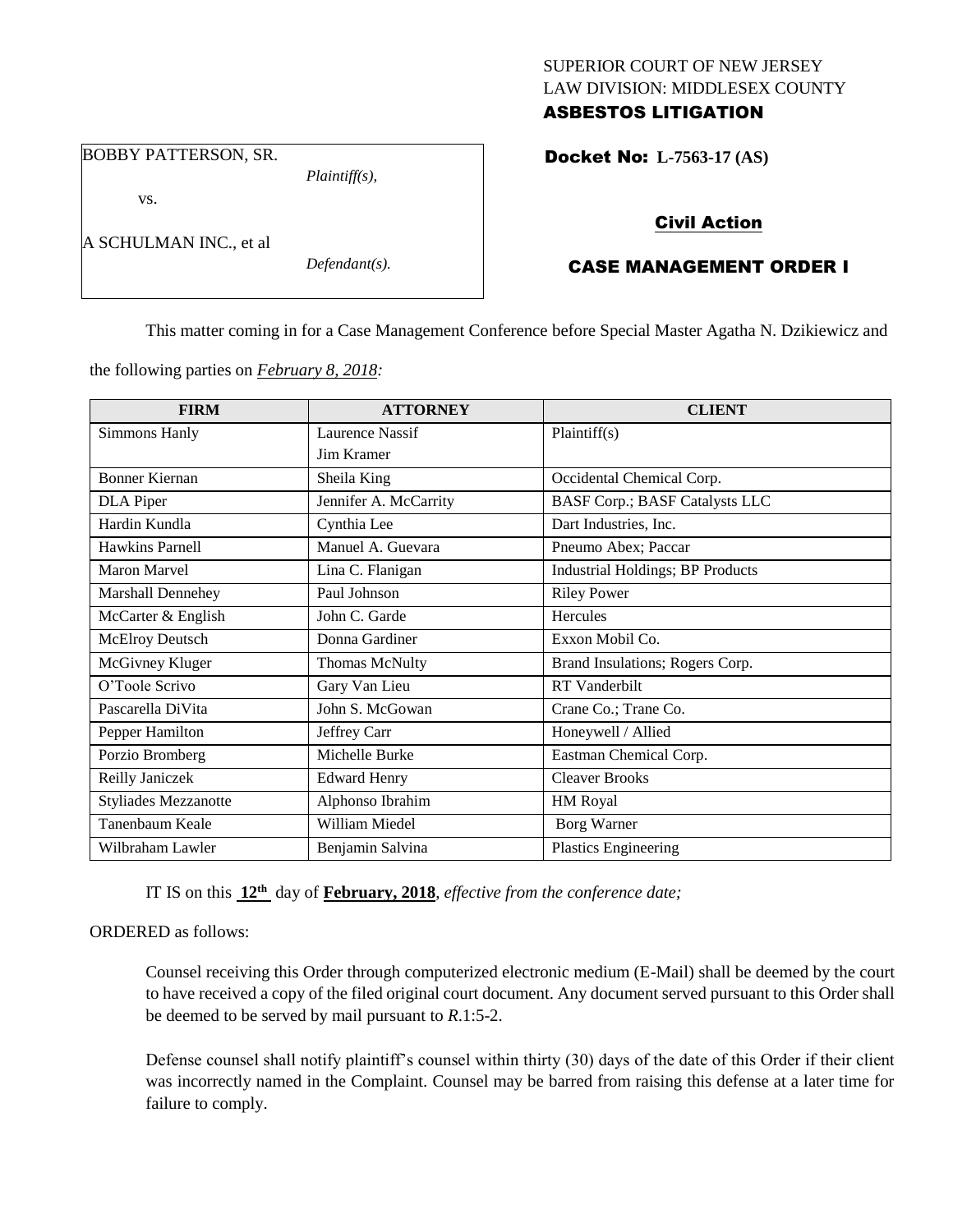SUPERIOR COURT OF NEW JERSEY
LAW DIVISION: MIDDLESEX COUNTY
**ASBESTOS LITIGATION**

BOBBY PATTERSON, SR.
*Plaintiff(s),*

vs.

A SCHULMAN INC., et al
*Defendant(s).*

**Docket No: L-7563-17 (AS)**

**Civil Action**

**CASE MANAGEMENT ORDER I**

This matter coming in for a Case Management Conference before Special Master Agatha N. Dzikiewicz and the following parties on *February 8, 2018:*

| FIRM | ATTORNEY | CLIENT |
|---|---|---|
| Simmons Hanly | Laurence Nassif<br>Jim Kramer | Plaintiff(s) |
| Bonner Kiernan | Sheila King | Occidental Chemical Corp. |
| DLA Piper | Jennifer A. McCarrity | BASF Corp.; BASF Catalysts LLC |
| Hardin Kundla | Cynthia Lee | Dart Industries, Inc. |
| Hawkins Parnell | Manuel A. Guevara | Pneumo Abex; Paccar |
| Maron Marvel | Lina C. Flanigan | Industrial Holdings; BP Products |
| Marshall Dennehey | Paul Johnson | Riley Power |
| McCarter & English | John C. Garde | Hercules |
| McElroy Deutsch | Donna Gardiner | Exxon Mobil Co. |
| McGivney Kluger | Thomas McNulty | Brand Insulations; Rogers Corp. |
| O'Toole Scrivo | Gary Van Lieu | RT Vanderbilt |
| Pascarella DiVita | John S. McGowan | Crane Co.; Trane Co. |
| Pepper Hamilton | Jeffrey Carr | Honeywell / Allied |
| Porzio Bromberg | Michelle Burke | Eastman Chemical Corp. |
| Reilly Janiczek | Edward Henry | Cleaver Brooks |
| Styliades Mezzanotte | Alphonso Ibrahim | HM Royal |
| Tanenbaum Keale | William Miedel | Borg Warner |
| Wilbraham Lawler | Benjamin Salvina | Plastics Engineering |

IT IS on this **12th** day of **February, 2018**, *effective from the conference date;*

ORDERED as follows:

Counsel receiving this Order through computerized electronic medium (E-Mail) shall be deemed by the court to have received a copy of the filed original court document. Any document served pursuant to this Order shall be deemed to be served by mail pursuant to *R*.1:5-2.

Defense counsel shall notify plaintiff's counsel within thirty (30) days of the date of this Order if their client was incorrectly named in the Complaint. Counsel may be barred from raising this defense at a later time for failure to comply.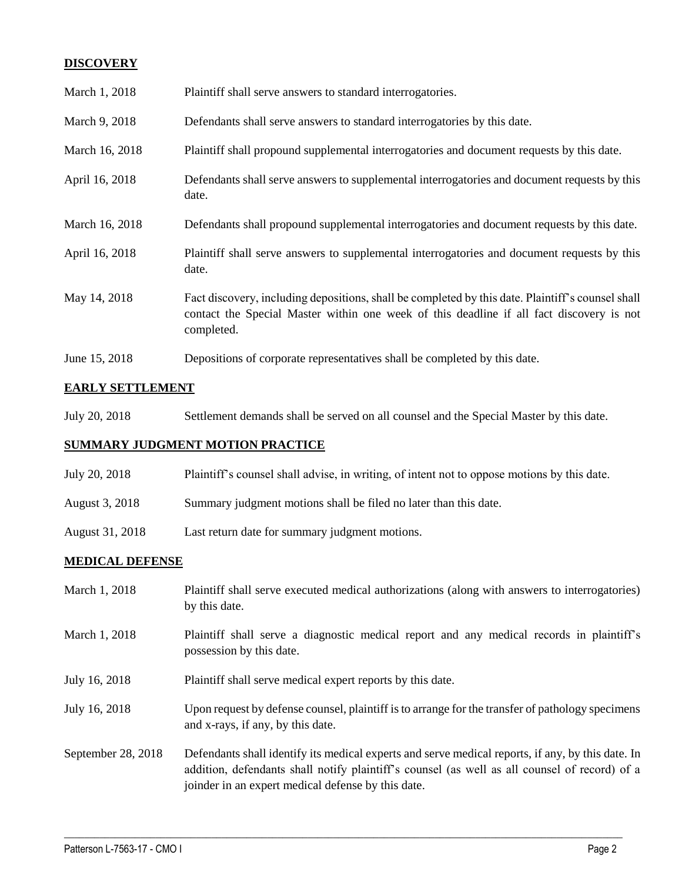## DISCOVERY

| | |
|---|---|
| March 1, 2018 | Plaintiff shall serve answers to standard interrogatories. |
| March 9, 2018 | Defendants shall serve answers to standard interrogatories by this date. |
| March 16, 2018 | Plaintiff shall propound supplemental interrogatories and document requests by this date. |
| April 16, 2018 | Defendants shall serve answers to supplemental interrogatories and document requests by this date. |
| March 16, 2018 | Defendants shall propound supplemental interrogatories and document requests by this date. |
| April 16, 2018 | Plaintiff shall serve answers to supplemental interrogatories and document requests by this date. |
| May 14, 2018 | Fact discovery, including depositions, shall be completed by this date. Plaintiff's counsel shall contact the Special Master within one week of this deadline if all fact discovery is not completed. |
| June 15, 2018 | Depositions of corporate representatives shall be completed by this date. |

## EARLY SETTLEMENT

| | |
|---|---|
| July 20, 2018 | Settlement demands shall be served on all counsel and the Special Master by this date. |

## SUMMARY JUDGMENT MOTION PRACTICE

| | |
|---|---|
| July 20, 2018 | Plaintiff's counsel shall advise, in writing, of intent not to oppose motions by this date. |
| August 3, 2018 | Summary judgment motions shall be filed no later than this date. |
| August 31, 2018 | Last return date for summary judgment motions. |

## MEDICAL DEFENSE

| | |
|---|---|
| March 1, 2018 | Plaintiff shall serve executed medical authorizations (along with answers to interrogatories) by this date. |
| March 1, 2018 | Plaintiff shall serve a diagnostic medical report and any medical records in plaintiff's possession by this date. |
| July 16, 2018 | Plaintiff shall serve medical expert reports by this date. |
| July 16, 2018 | Upon request by defense counsel, plaintiff is to arrange for the transfer of pathology specimens and x-rays, if any, by this date. |
| September 28, 2018 | Defendants shall identify its medical experts and serve medical reports, if any, by this date. In addition, defendants shall notify plaintiff's counsel (as well as all counsel of record) of a joinder in an expert medical defense by this date. |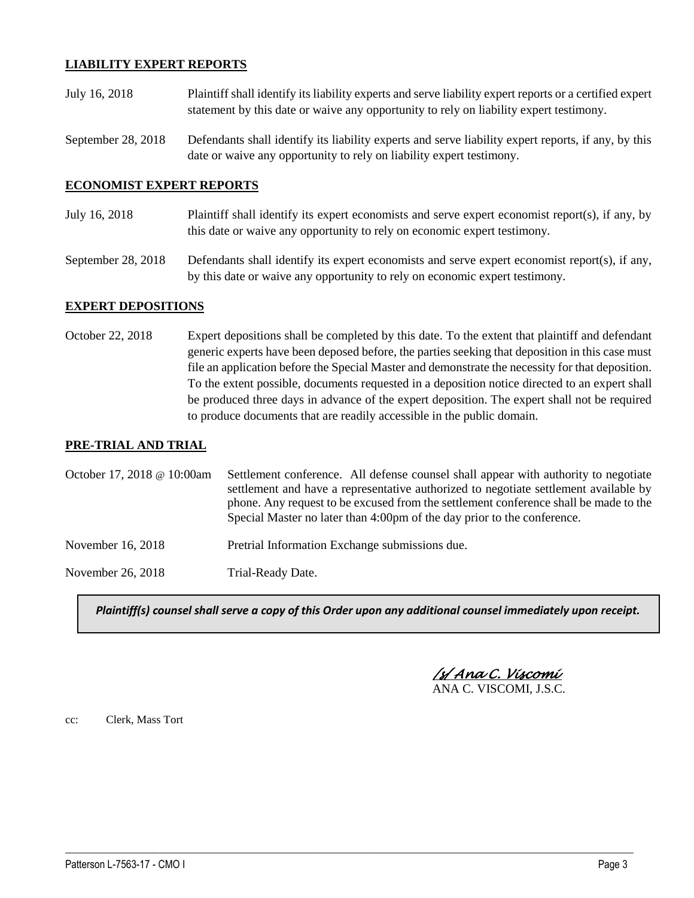**LIABILITY EXPERT REPORTS**

| | |
|---|---|
| July 16, 2018 | Plaintiff shall identify its liability experts and serve liability expert reports or a certified expert statement by this date or waive any opportunity to rely on liability expert testimony. |
| September 28, 2018 | Defendants shall identify its liability experts and serve liability expert reports, if any, by this date or waive any opportunity to rely on liability expert testimony. |

**ECONOMIST EXPERT REPORTS**

| | |
|---|---|
| July 16, 2018 | Plaintiff shall identify its expert economists and serve expert economist report(s), if any, by this date or waive any opportunity to rely on economic expert testimony. |
| September 28, 2018 | Defendants shall identify its expert economists and serve expert economist report(s), if any, by this date or waive any opportunity to rely on economic expert testimony. |

**EXPERT DEPOSITIONS**

| | |
|---|---|
| October 22, 2018 | Expert depositions shall be completed by this date. To the extent that plaintiff and defendant generic experts have been deposed before, the parties seeking that deposition in this case must file an application before the Special Master and demonstrate the necessity for that deposition. To the extent possible, documents requested in a deposition notice directed to an expert shall be produced three days in advance of the expert deposition. The expert shall not be required to produce documents that are readily accessible in the public domain. |

**PRE-TRIAL AND TRIAL**

| | |
|---|---|
| October 17, 2018 @ 10:00am | Settlement conference. All defense counsel shall appear with authority to negotiate settlement and have a representative authorized to negotiate settlement available by phone. Any request to be excused from the settlement conference shall be made to the Special Master no later than 4:00pm of the day prior to the conference. |
| November 16, 2018 | Pretrial Information Exchange submissions due. |
| November 26, 2018 | Trial-Ready Date. |

***Plaintiff(s) counsel shall serve a copy of this Order upon any additional counsel immediately upon receipt.***

*/s/ Ana C. Viscomi*
ANA C. VISCOMI, J.S.C.

cc: Clerk, Mass Tort

Patterson L-7563-17 - CMO I